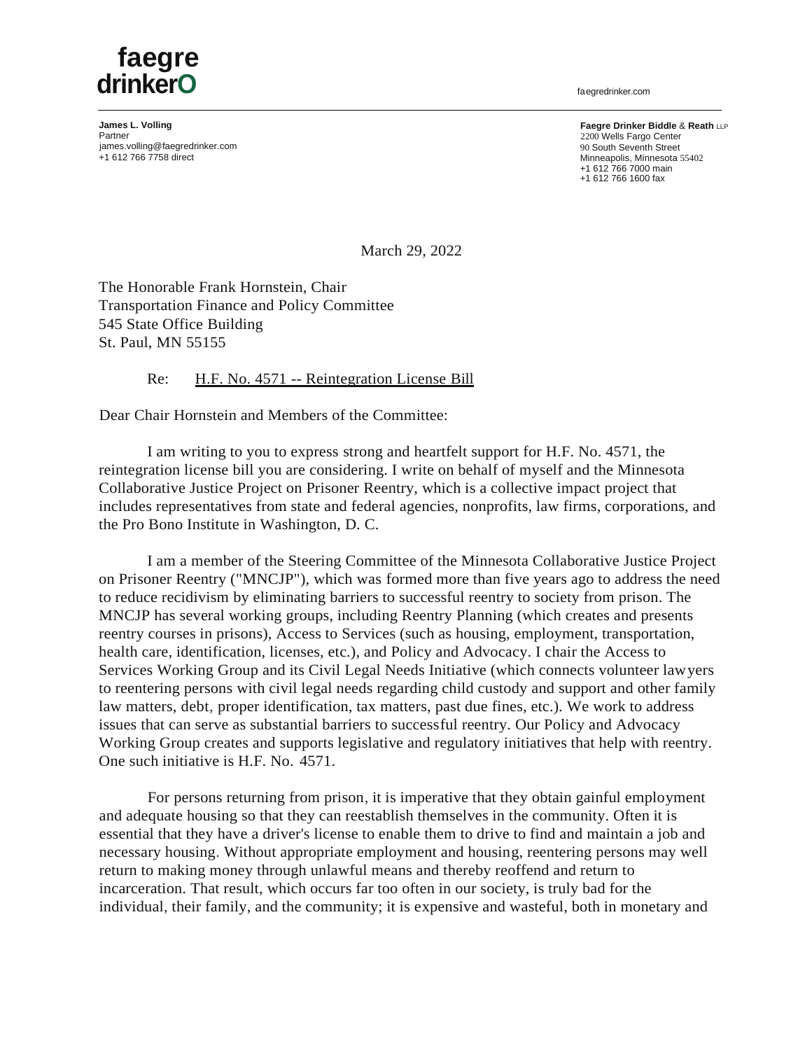**faegre drinker**

faegredrinker.com

**James L. Volling**
Partner
james.volling@faegredrinker.com
+1 612 766 7758 direct

**Faegre Drinker Biddle & Reath** LLP
2200 Wells Fargo Center
90 South Seventh Street
Minneapolis, Minnesota 55402
+1 612 766 7000 main
+1 612 766 1600 fax

March 29, 2022

The Honorable Frank Hornstein, Chair
Transportation Finance and Policy Committee
545 State Office Building
St. Paul, MN 55155

Re: H.F. No. 4571 -- Reintegration License Bill

Dear Chair Hornstein and Members of the Committee:

I am writing to you to express strong and heartfelt support for H.F. No. 4571, the reintegration license bill you are considering. I write on behalf of myself and the Minnesota Collaborative Justice Project on Prisoner Reentry, which is a collective impact project that includes representatives from state and federal agencies, nonprofits, law firms, corporations, and the Pro Bono Institute in Washington, D. C.

I am a member of the Steering Committee of the Minnesota Collaborative Justice Project on Prisoner Reentry ("MNCJP"), which was formed more than five years ago to address the need to reduce recidivism by eliminating barriers to successful reentry to society from prison. The MNCJP has several working groups, including Reentry Planning (which creates and presents reentry courses in prisons), Access to Services (such as housing, employment, transportation, health care, identification, licenses, etc.), and Policy and Advocacy. I chair the Access to Services Working Group and its Civil Legal Needs Initiative (which connects volunteer lawyers to reentering persons with civil legal needs regarding child custody and support and other family law matters, debt, proper identification, tax matters, past due fines, etc.). We work to address issues that can serve as substantial barriers to successful reentry. Our Policy and Advocacy Working Group creates and supports legislative and regulatory initiatives that help with reentry. One such initiative is H.F. No. 4571.

For persons returning from prison, it is imperative that they obtain gainful employment and adequate housing so that they can reestablish themselves in the community. Often it is essential that they have a driver's license to enable them to drive to find and maintain a job and necessary housing. Without appropriate employment and housing, reentering persons may well return to making money through unlawful means and thereby reoffend and return to incarceration. That result, which occurs far too often in our society, is truly bad for the individual, their family, and the community; it is expensive and wasteful, both in monetary and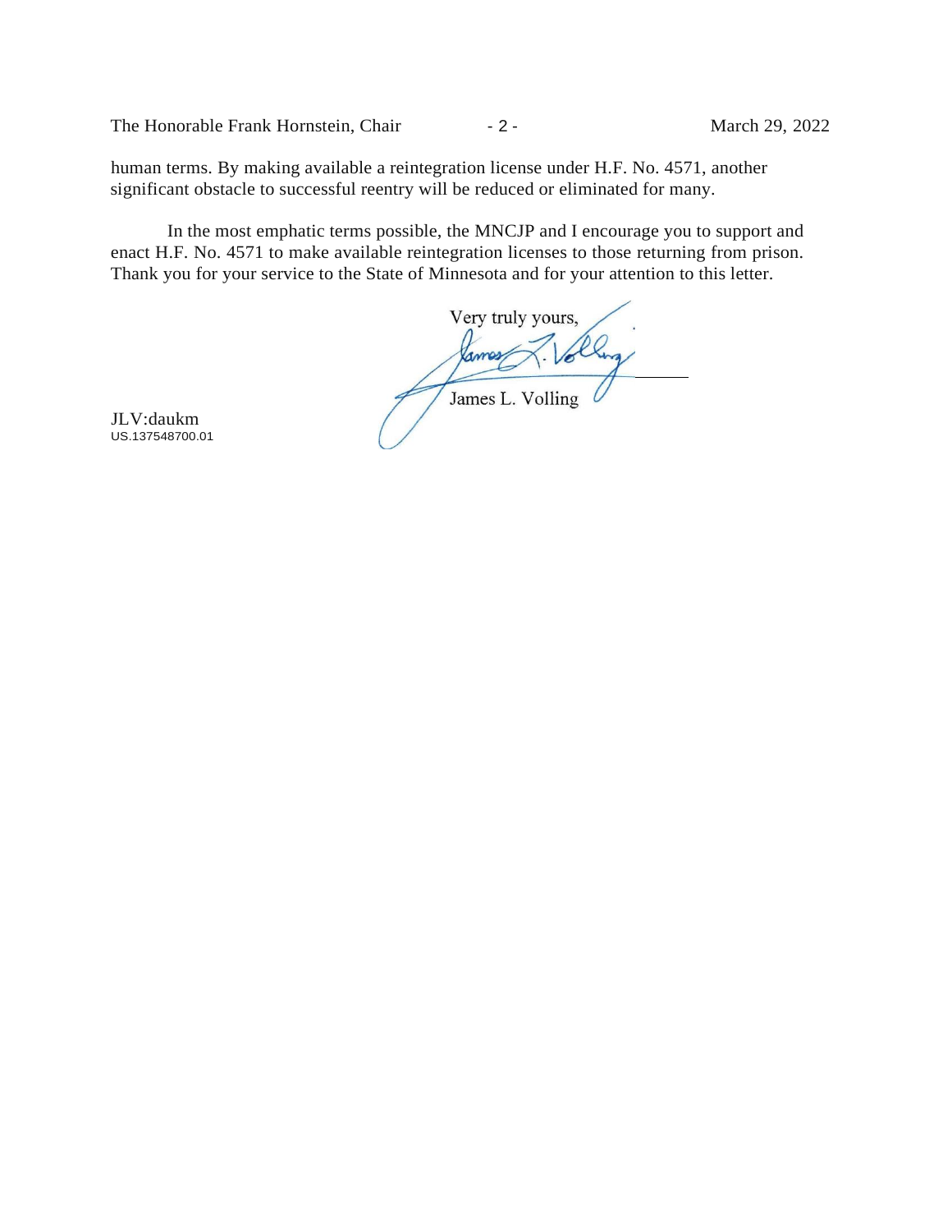human terms. By making available a reintegration license under H.F. No. 4571, another significant obstacle to successful reentry will be reduced or eliminated for many.

In the most emphatic terms possible, the MNCJP and I encourage you to support and enact H.F. No. 4571 to make available reintegration licenses to those returning from prison. Thank you for your service to the State of Minnesota and for your attention to this letter.

Very truly yours,

James L. Volling

JLV:daukm
US.137548700.01